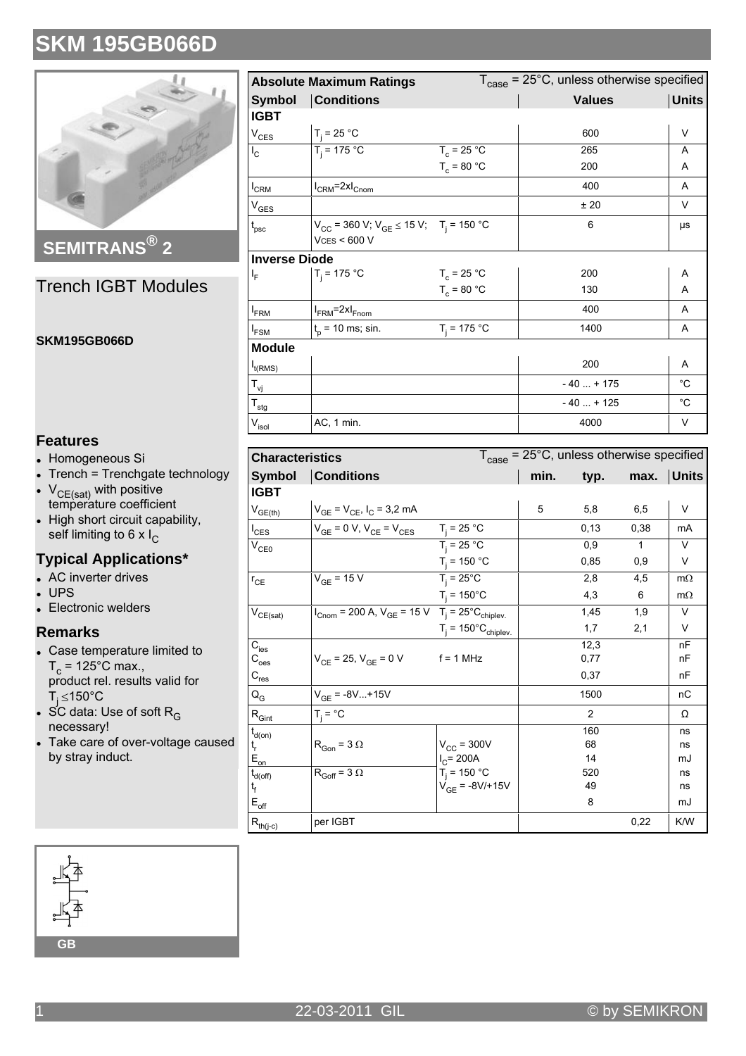# SKM 195GB066D

SEMITRANS® 2

## Trench IGBT Modules

**SKM195GB066D**

### Features

- Homogeneous Si
- Trench = Trenchgate technology
- $V_{CE(sat)}$ with positive temperature coefficient
- High short circuit capability, self limiting to 6 x $I_C$

### Typical Applications*

- AC inverter drives
- UPS
- Electronic welders

### Remarks

- Case temperature limited to $T_c$ = 125°C max., product rel. results valid for $T_j \leq$150°C
- SC data: Use of soft $R_G$ necessary!
- Take care of over-voltage caused by stray induct.

GB

| Absolute Maximum Ratings | | $T_{case}$ = 25°C, unless otherwise specified | | |
|---|---|---|---|---|
| **Symbol** | **Conditions** | | **Values** | **Units** |
| **IGBT** | | | | |
| $V_{CES}$ | $T_j$ = 25 °C | | 600 | V |
| $I_C$ | $T_j$ = 175 °C | $T_c$ = 25 °C | 265 | A |
| | | $T_c$ = 80 °C | 200 | A |
| $I_{CRM}$ | $I_{CRM}$=2x$I_{Cnom}$ | | 400 | A |
| $V_{GES}$ | | | ± 20 | V |
| $t_{psc}$ | $V_{CC}$ = 360 V; $V_{GE} \leq$ 15 V; VCES < 600 V | $T_j$ = 150 °C | 6 | µs |
| **Inverse Diode** | | | | |
| $I_F$ | $T_j$ = 175 °C | $T_c$ = 25 °C | 200 | A |
| | | $T_c$ = 80 °C | 130 | A |
| $I_{FRM}$ | $I_{FRM}$=2x$I_{Fnom}$ | | 400 | A |
| $I_{FSM}$ | $t_p$ = 10 ms; sin. | $T_j$ = 175 °C | 1400 | A |
| **Module** | | | | |
| $I_{t(RMS)}$ | | | 200 | A |
| $T_{vj}$ | | | - 40 ... + 175 | °C |
| $T_{stg}$ | | | - 40 ... + 125 | °C |
| $V_{isol}$ | AC, 1 min. | | 4000 | V |

| Characteristics | | $T_{case}$ = 25°C, unless otherwise specified | | | | |
|---|---|---|---|---|---|---|
| **Symbol** | **Conditions** | | **min.** | **typ.** | **max.** | **Units** |
| **IGBT** | | | | | | |
| $V_{GE(th)}$ | $V_{GE}$ = $V_{CE}$, $I_C$ = 3,2 mA | | 5 | 5,8 | 6,5 | V |
| $I_{CES}$ | $V_{GE}$ = 0 V, $V_{CE}$ = $V_{CES}$ | $T_j$ = 25 °C | | 0,13 | 0,38 | mA |
| $V_{CE0}$ | | $T_j$ = 25 °C | | 0,9 | 1 | V |
| | | $T_j$ = 150 °C | | 0,85 | 0,9 | V |
| $r_{CE}$ | $V_{GE}$ = 15 V | $T_j$ = 25°C | | 2,8 | 4,5 | mΩ |
| | | $T_j$ = 150°C | | 4,3 | 6 | mΩ |
| $V_{CE(sat)}$ | $I_{Cnom}$ = 200 A, $V_{GE}$ = 15 V | $T_j$ = 25°$C_{chiplev.}$ | | 1,45 | 1,9 | V |
| | | $T_j$ = 150°$C_{chiplev.}$ | | 1,7 | 2,1 | V |
| $C_{ies}$ | $V_{CE}$ = 25, $V_{GE}$ = 0 V | f = 1 MHz | | 12,3 | | nF |
| $C_{oes}$ | | | | 0,77 | | nF |
| $C_{res}$ | | | | 0,37 | | nF |
| $Q_G$ | $V_{GE}$ = -8V...+15V | | | 1500 | | nC |
| $R_{Gint}$ | $T_j$ = °C | | | 2 | | Ω |
| $t_{d(on)}$ | $R_{Gon}$ = 3 Ω | $V_{CC}$ = 300V | | 160 | | ns |
| $t_r$ | | $I_C$= 200A | | 68 | | ns |
| $E_{on}$ | | $T_j$ = 150 °C | | 14 | | mJ |
| $t_{d(off)}$ | $R_{Goff}$ = 3 Ω | $V_{GE}$ = -8V/+15V | | 520 | | ns |
| $t_f$ | | | | 49 | | ns |
| $E_{off}$ | | | | 8 | | mJ |
| $R_{th(j-c)}$ | per IGBT | | | | 0,22 | K/W |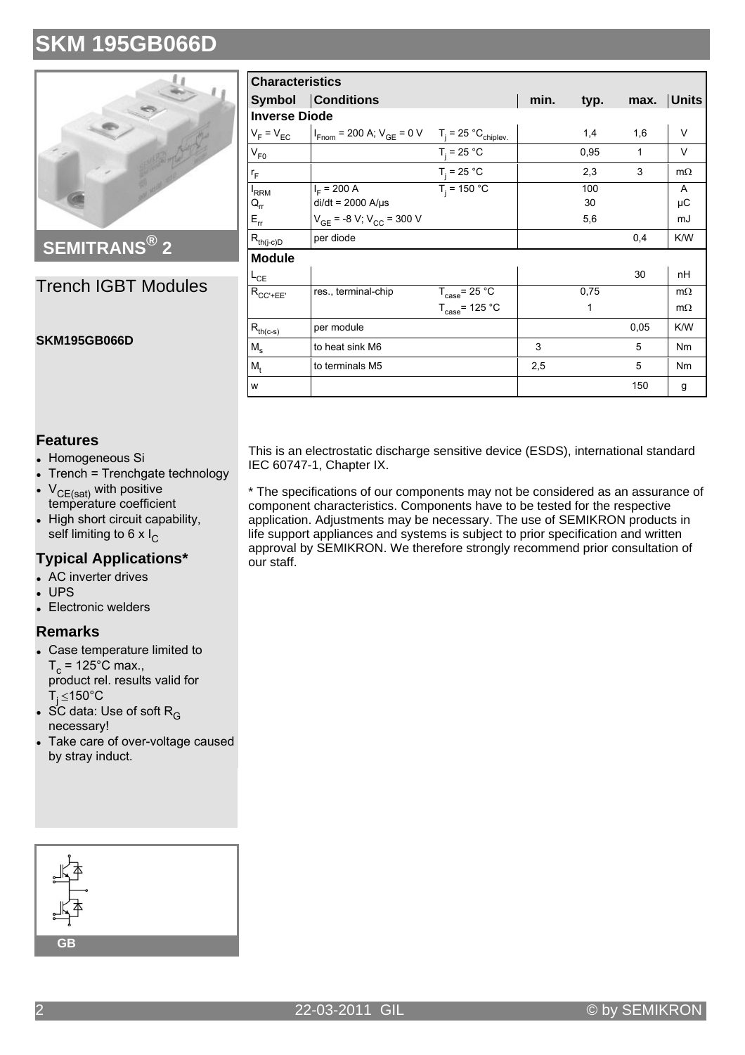# SKM 195GB066D

SEMITRANS® 2

## Trench IGBT Modules

**SKM195GB066D**

| Characteristics | | | | | | |
|---|---|---|---|---|---|---|
| **Symbol** | **Conditions** | | **min.** | **typ.** | **max.** | **Units** |
| **Inverse Diode** | | | | | | |
| $V_F = V_{EC}$ | $I_{Fnom}$ = 200 A; $V_{GE}$ = 0 V | $T_j$ = 25 °$C_{chiplev.}$ | | 1,4 | 1,6 | V |
| $V_{F0}$ | | $T_j$ = 25 °C | | 0,95 | 1 | V |
| $r_F$ | | $T_j$ = 25 °C | | 2,3 | 3 | mΩ |
| $I_{RRM}$ | $I_F$ = 200 A | $T_j$ = 150 °C | | 100 | | A |
| $Q_{rr}$ | di/dt = 2000 A/µs | | | 30 | | µC |
| $E_{rr}$ | $V_{GE}$ = -8 V; $V_{CC}$ = 300 V | | | 5,6 | | mJ |
| $R_{th(j-c)D}$ | per diode | | | | 0,4 | K/W |
| **Module** | | | | | | |
| $L_{CE}$ | | | | | 30 | nH |
| $R_{CC'+EE'}$ | res., terminal-chip | $T_{case}$= 25 °C | | 0,75 | | mΩ |
| | | $T_{case}$= 125 °C | | 1 | | mΩ |
| $R_{th(c-s)}$ | per module | | | | 0,05 | K/W |
| $M_s$ | to heat sink M6 | | 3 | | 5 | Nm |
| $M_t$ | to terminals M5 | | 2,5 | | 5 | Nm |
| w | | | | | 150 | g |

### Features

- Homogeneous Si
- Trench = Trenchgate technology
- $V_{CE(sat)}$ with positive temperature coefficient
- High short circuit capability, self limiting to 6 x $I_C$

### Typical Applications*

- AC inverter drives
- UPS
- Electronic welders

### Remarks

- Case temperature limited to $T_c$ = 125°C max., product rel. results valid for $T_j \leq 150$°C
- SC data: Use of soft $R_G$ necessary!
- Take care of over-voltage caused by stray induct.

GB

This is an electrostatic discharge sensitive device (ESDS), international standard IEC 60747-1, Chapter IX.

* The specifications of our components may not be considered as an assurance of component characteristics. Components have to be tested for the respective application. Adjustments may be necessary. The use of SEMIKRON products in life support appliances and systems is subject to prior specification and written approval by SEMIKRON. We therefore strongly recommend prior consultation of our staff.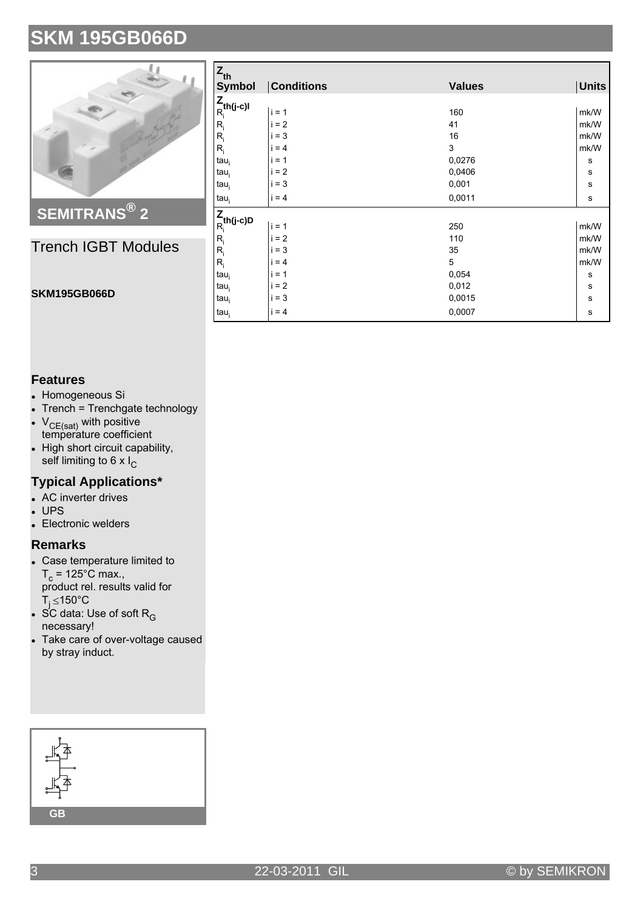# SKM 195GB066D

## SEMITRANS® 2

## Trench IGBT Modules

**SKM195GB066D**

### Features

- Homogeneous Si
- Trench = Trenchgate technology
- $V_{CE(sat)}$ with positive temperature coefficient
- High short circuit capability, self limiting to 6 x $I_C$

### Typical Applications*

- AC inverter drives
- UPS
- Electronic welders

### Remarks

- Case temperature limited to $T_c$ = 125°C max., product rel. results valid for $T_j \leq$150°C
- SC data: Use of soft $R_G$ necessary!
- Take care of over-voltage caused by stray induct.

GB

| $Z_{th}$ Symbol | Conditions | Values | Units |
|---|---|---|---|
| $Z_{th(j-c)I}$ | | | |
| $R_i$ | i = 1 | 160 | mk/W |
| $R_i$ | i = 2 | 41 | mk/W |
| $R_i$ | i = 3 | 16 | mk/W |
| $R_i$ | i = 4 | 3 | mk/W |
| $tau_i$ | i = 1 | 0,0276 | s |
| $tau_i$ | i = 2 | 0,0406 | s |
| $tau_i$ | i = 3 | 0,001 | s |
| $tau_i$ | i = 4 | 0,0011 | s |
| $Z_{th(j-c)D}$ | | | |
| $R_i$ | i = 1 | 250 | mk/W |
| $R_i$ | i = 2 | 110 | mk/W |
| $R_i$ | i = 3 | 35 | mk/W |
| $R_i$ | i = 4 | 5 | mk/W |
| $tau_i$ | i = 1 | 0,054 | s |
| $tau_i$ | i = 2 | 0,012 | s |
| $tau_i$ | i = 3 | 0,0015 | s |
| $tau_i$ | i = 4 | 0,0007 | s |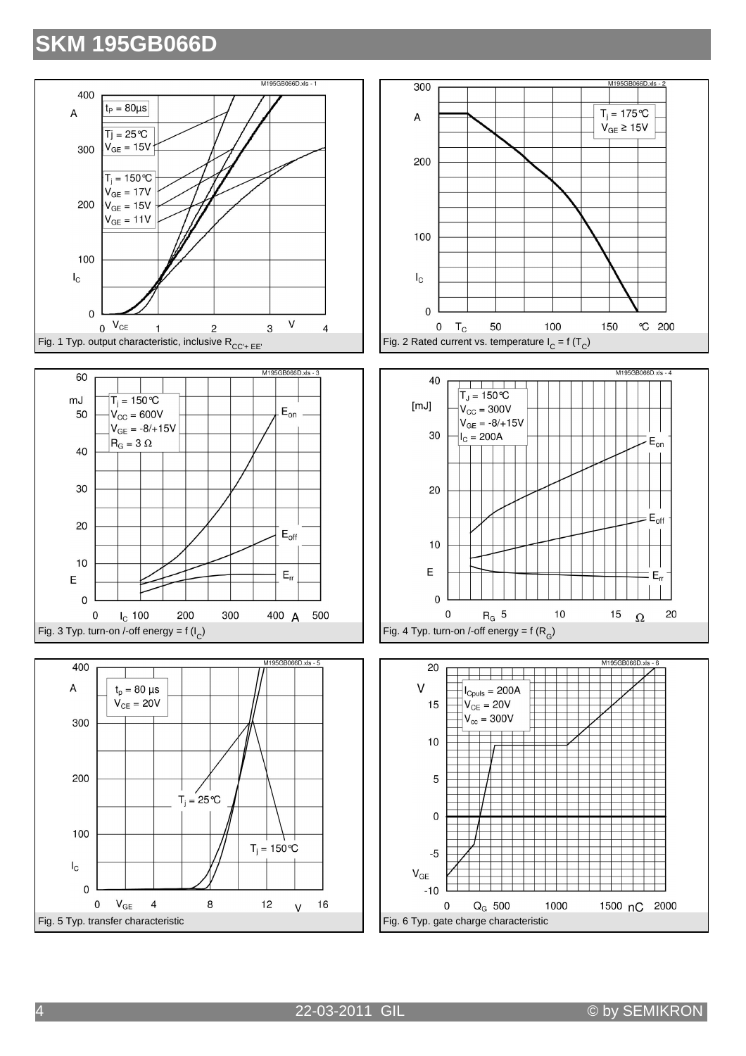# SKM 195GB066D

Fig. 1 Typ. output characteristic, inclusive $R_{CC'+EE'}$

Fig. 2 Rated current vs. temperature $I_C = f(T_C)$

Fig. 3 Typ. turn-on /-off energy = f ($I_C$)

Fig. 4 Typ. turn-on /-off energy = f ($R_G$)

Fig. 5 Typ. transfer characteristic

Fig. 6 Typ. gate charge characteristic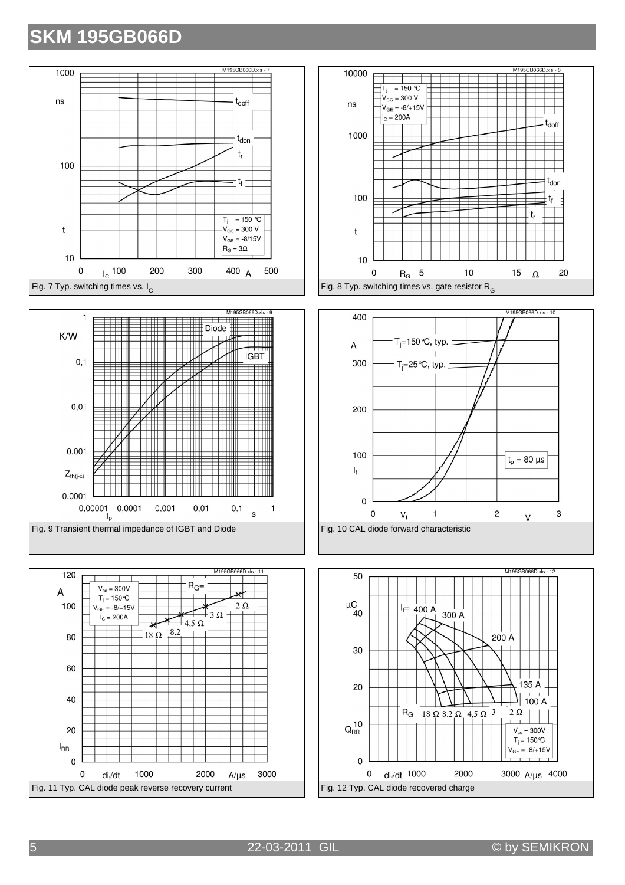# SKM 195GB066D

Fig. 7 Typ. switching times vs. $I_C$

Fig. 8 Typ. switching times vs. gate resistor $R_G$

Fig. 9 Transient thermal impedance of IGBT and Diode

Fig. 10 CAL diode forward characteristic

Fig. 11 Typ. CAL diode peak reverse recovery current

Fig. 12 Typ. CAL diode recovered charge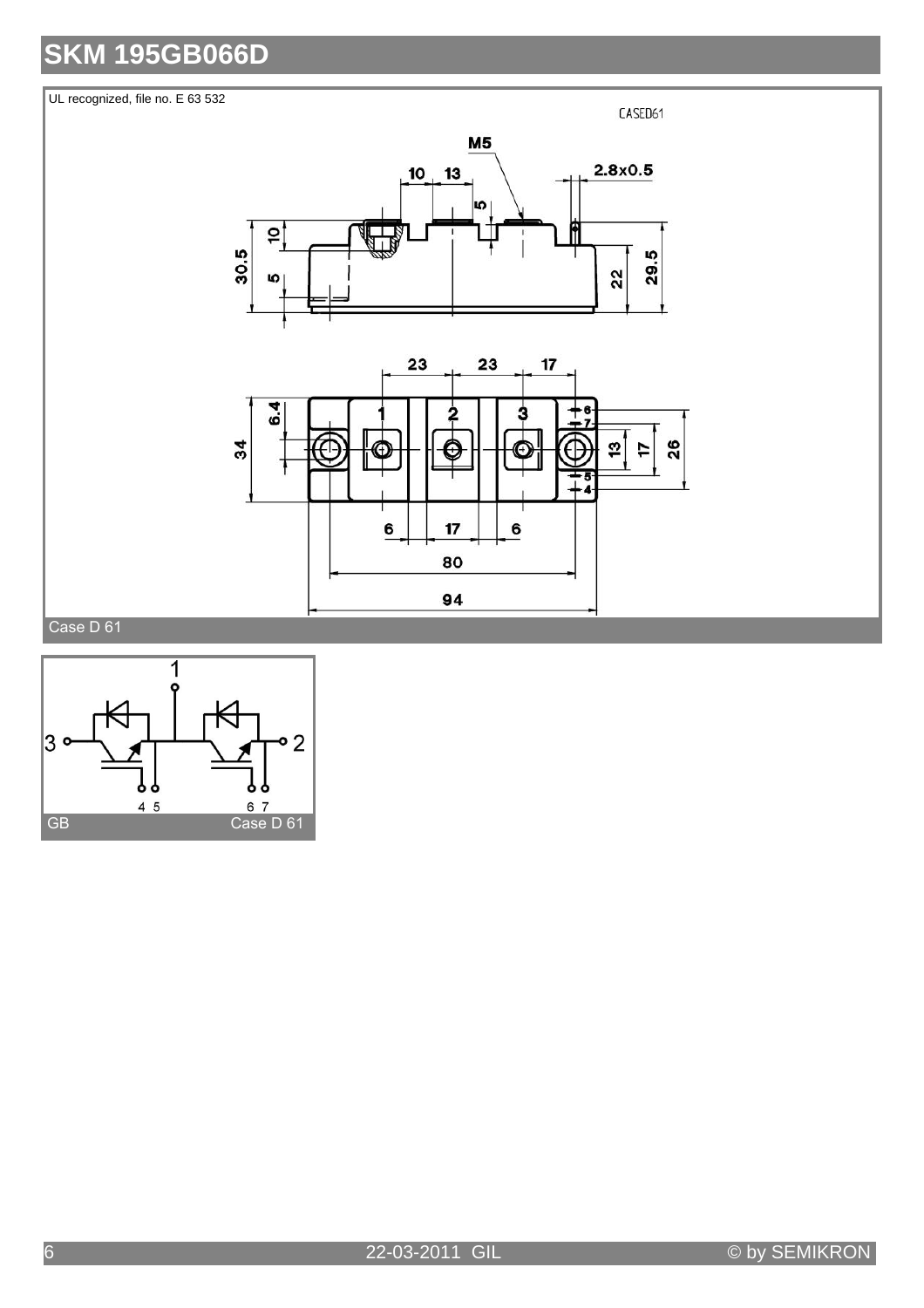# SKM 195GB066D

UL recognized, file no. E 63 532

CASED61

M5

10 13

2.8x0.5

5

10

30.5

5

22

29.5

23 23 17

6.4

1 2 3

6

7

34

13 17 26

5

4

6 17 6

80

94

Case D 61

1

3

2

4 5

6 7

GB

Case D 61